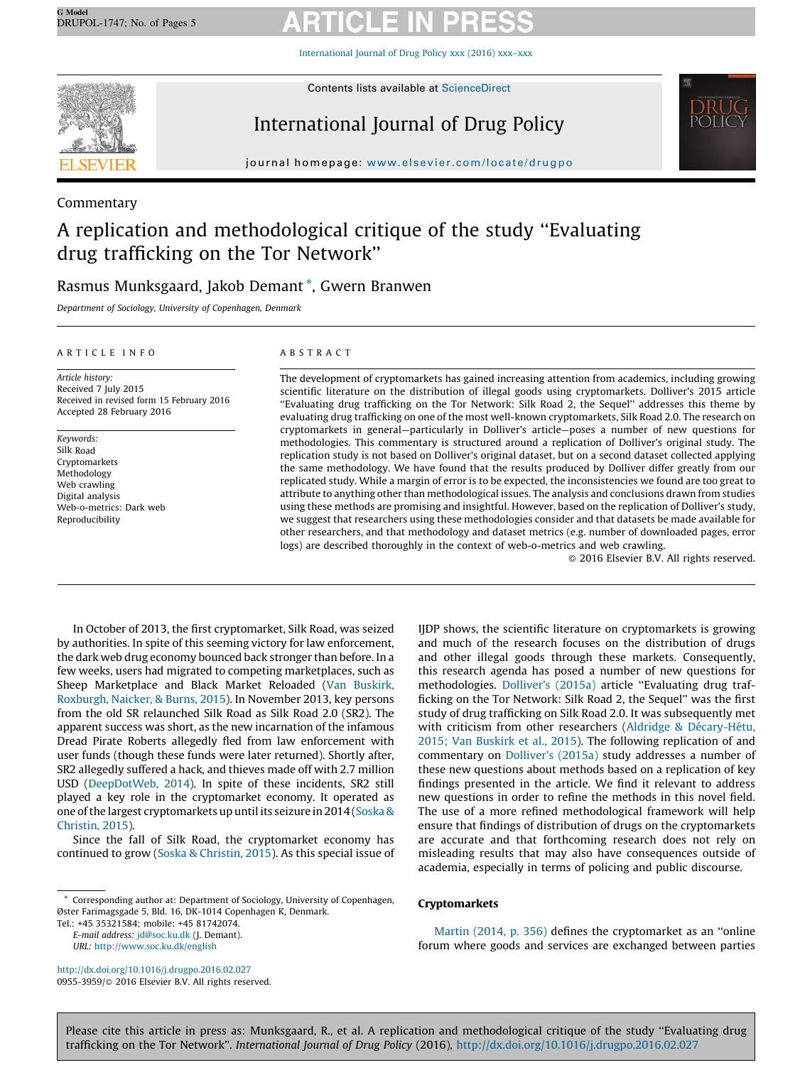Commentary

# A replication and methodological critique of the study "Evaluating drug trafficking on the Tor Network"

Rasmus Munksgaard, Jakob Demant *, Gwern Branwen

*Department of Sociology, University of Copenhagen, Denmark*

## ARTICLE INFO

*Article history:*
Received 7 July 2015
Received in revised form 15 February 2016
Accepted 28 February 2016

*Keywords:*
Silk Road
Cryptomarkets
Methodology
Web crawling
Digital analysis
Web-o-metrics: Dark web
Reproducibility

## ABSTRACT

The development of cryptomarkets has gained increasing attention from academics, including growing scientific literature on the distribution of illegal goods using cryptomarkets. Dolliver's 2015 article "Evaluating drug trafficking on the Tor Network: Silk Road 2, the Sequel" addresses this theme by evaluating drug trafficking on one of the most well-known cryptomarkets, Silk Road 2.0. The research on cryptomarkets in general—particularly in Dolliver's article—poses a number of new questions for methodologies. This commentary is structured around a replication of Dolliver's original study. The replication study is not based on Dolliver's original dataset, but on a second dataset collected applying the same methodology. We have found that the results produced by Dolliver differ greatly from our replicated study. While a margin of error is to be expected, the inconsistencies we found are too great to attribute to anything other than methodological issues. The analysis and conclusions drawn from studies using these methods are promising and insightful. However, based on the replication of Dolliver's study, we suggest that researchers using these methodologies consider and that datasets be made available for other researchers, and that methodology and dataset metrics (e.g. number of downloaded pages, error logs) are described thoroughly in the context of web-o-metrics and web crawling.

© 2016 Elsevier B.V. All rights reserved.

In October of 2013, the first cryptomarket, Silk Road, was seized by authorities. In spite of this seeming victory for law enforcement, the dark web drug economy bounced back stronger than before. In a few weeks, users had migrated to competing marketplaces, such as Sheep Marketplace and Black Market Reloaded (Van Buskirk, Roxburgh, Naicker, & Burns, 2015). In November 2013, key persons from the old SR relaunched Silk Road as Silk Road 2.0 (SR2). The apparent success was short, as the new incarnation of the infamous Dread Pirate Roberts allegedly fled from law enforcement with user funds (though these funds were later returned). Shortly after, SR2 allegedly suffered a hack, and thieves made off with 2.7 million USD (DeepDotWeb, 2014). In spite of these incidents, SR2 still played a key role in the cryptomarket economy. It operated as one of the largest cryptomarkets up until its seizure in 2014 (Soska & Christin, 2015).

Since the fall of Silk Road, the cryptomarket economy has continued to grow (Soska & Christin, 2015). As this special issue of IJDP shows, the scientific literature on cryptomarkets is growing and much of the research focuses on the distribution of drugs and other illegal goods through these markets. Consequently, this research agenda has posed a number of new questions for methodologies. Dolliver's (2015a) article "Evaluating drug trafficking on the Tor Network: Silk Road 2, the Sequel" was the first study of drug trafficking on Silk Road 2.0. It was subsequently met with criticism from other researchers (Aldridge & Décary-Hétu, 2015; Van Buskirk et al., 2015). The following replication of and commentary on Dolliver's (2015a) study addresses a number of these new questions about methods based on a replication of key findings presented in the article. We find it relevant to address new questions in order to refine the methods in this novel field. The use of a more refined methodological framework will help ensure that findings of distribution of drugs on the cryptomarkets are accurate and that forthcoming research does not rely on misleading results that may also have consequences outside of academia, especially in terms of policing and public discourse.

## Cryptomarkets

Martin (2014, p. 356) defines the cryptomarket as an "online forum where goods and services are exchanged between parties

---

* Corresponding author at: Department of Sociology, University of Copenhagen, Øster Farimagsgade 5, Bld. 16, DK-1014 Copenhagen K, Denmark.
Tel.: +45 35321584; mobile: +45 81742074.
E-mail address: jd@soc.ku.dk (J. Demant).
URL: http://www.soc.ku.dk/english

http://dx.doi.org/10.1016/j.drugpo.2016.02.027
0955-3959/© 2016 Elsevier B.V. All rights reserved.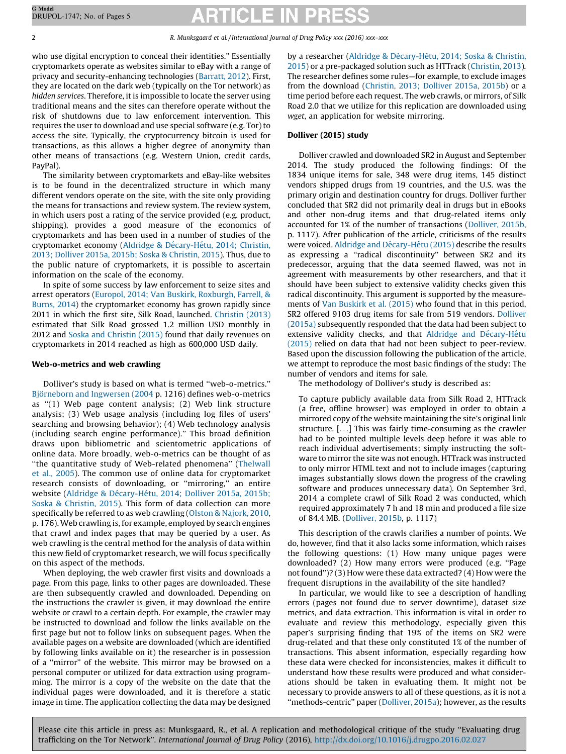who use digital encryption to conceal their identities." Essentially cryptomarkets operate as websites similar to eBay with a range of privacy and security-enhancing technologies (Barratt, 2012). First, they are located on the dark web (typically on the Tor network) as *hidden services*. Therefore, it is impossible to locate the server using traditional means and the sites can therefore operate without the risk of shutdowns due to law enforcement intervention. This requires the user to download and use special software (e.g. Tor) to access the site. Typically, the cryptocurrency bitcoin is used for transactions, as this allows a higher degree of anonymity than other means of transactions (e.g. Western Union, credit cards, PayPal).

The similarity between cryptomarkets and eBay-like websites is to be found in the decentralized structure in which many different vendors operate on the site, with the site only providing the means for transactions and review system. The review system, in which users post a rating of the service provided (e.g. product, shipping), provides a good measure of the economics of cryptomarkets and has been used in a number of studies of the cryptomarket economy (Aldridge & Décary-Hétu, 2014; Christin, 2013; Dolliver 2015a, 2015b; Soska & Christin, 2015). Thus, due to the public nature of cryptomarkets, it is possible to ascertain information on the scale of the economy.

In spite of some success by law enforcement to seize sites and arrest operators (Europol, 2014; Van Buskirk, Roxburgh, Farrell, & Burns, 2014) the cryptomarket economy has grown rapidly since 2011 in which the first site, Silk Road, launched. Christin (2013) estimated that Silk Road grossed 1.2 million USD monthly in 2012 and Soska and Christin (2015) found that daily revenues on cryptomarkets in 2014 reached as high as 600,000 USD daily.

## Web-o-metrics and web crawling

Dolliver's study is based on what is termed "web-o-metrics." Björneborn and Ingwersen (2004 p. 1216) defines web-o-metrics as "(1) Web page content analysis; (2) Web link structure analysis; (3) Web usage analysis (including log files of users' searching and browsing behavior); (4) Web technology analysis (including search engine performance)." This broad definition draws upon bibliometric and scientometric applications of online data. More broadly, web-o-metrics can be thought of as "the quantitative study of Web-related phenomena" (Thelwall et al., 2005). The common use of online data for cryptomarket research consists of downloading, or "mirroring," an entire website (Aldridge & Décary-Hétu, 2014; Dolliver 2015a, 2015b; Soska & Christin, 2015). This form of data collection can more specifically be referred to as web crawling (Olston & Najork, 2010, p. 176). Web crawling is, for example, employed by search engines that crawl and index pages that may be queried by a user. As web crawling is the central method for the analysis of data within this new field of cryptomarket research, we will focus specifically on this aspect of the methods.

When deploying, the web crawler first visits and downloads a page. From this page, links to other pages are downloaded. These are then subsequently crawled and downloaded. Depending on the instructions the crawler is given, it may download the entire website or crawl to a certain depth. For example, the crawler may be instructed to download and follow the links available on the first page but not to follow links on subsequent pages. When the available pages on a website are downloaded (which are identified by following links available on it) the researcher is in possession of a "mirror" of the website. This mirror may be browsed on a personal computer or utilized for data extraction using programming. The mirror is a copy of the website on the date that the individual pages were downloaded, and it is therefore a static image in time. The application collecting the data may be designed by a researcher (Aldridge & Décary-Hétu, 2014; Soska & Christin, 2015) or a pre-packaged solution such as HTTrack (Christin, 2013). The researcher defines some rules—for example, to exclude images from the download (Christin, 2013; Dolliver 2015a, 2015b) or a time period before each request. The web crawls, or mirrors, of Silk Road 2.0 that we utilize for this replication are downloaded using *wget*, an application for website mirroring.

## Dolliver (2015) study

Dolliver crawled and downloaded SR2 in August and September 2014. The study produced the following findings: Of the 1834 unique items for sale, 348 were drug items, 145 distinct vendors shipped drugs from 19 countries, and the U.S. was the primary origin and destination country for drugs. Dolliver further concluded that SR2 did not primarily deal in drugs but in eBooks and other non-drug items and that drug-related items only accounted for 1% of the number of transactions (Dolliver, 2015b, p. 1117). After publication of the article, criticisms of the results were voiced. Aldridge and Décary-Hétu (2015) describe the results as expressing a "radical discontinuity" between SR2 and its predecessor, arguing that the data seemed flawed, was not in agreement with measurements by other researchers, and that it should have been subject to extensive validity checks given this radical discontinuity. This argument is supported by the measurements of Van Buskirk et al. (2015) who found that in this period, SR2 offered 9103 drug items for sale from 519 vendors. Dolliver (2015a) subsequently responded that the data had been subject to extensive validity checks, and that Aldridge and Décary-Hétu (2015) relied on data that had not been subject to peer-review. Based upon the discussion following the publication of the article, we attempt to reproduce the most basic findings of the study: The number of vendors and items for sale.

The methodology of Dolliver's study is described as:

> To capture publicly available data from Silk Road 2, HTTrack (a free, offline browser) was employed in order to obtain a mirrored copy of the website maintaining the site's original link structure. [...] This was fairly time-consuming as the crawler had to be pointed multiple levels deep before it was able to reach individual advertisements; simply instructing the software to mirror the site was not enough. HTTrack was instructed to only mirror HTML text and not to include images (capturing images substantially slows down the progress of the crawling software and produces unnecessary data). On September 3rd, 2014 a complete crawl of Silk Road 2 was conducted, which required approximately 7 h and 18 min and produced a file size of 84.4 MB. (Dolliver, 2015b, p. 1117)

This description of the crawls clarifies a number of points. We do, however, find that it also lacks some information, which raises the following questions: (1) How many unique pages were downloaded? (2) How many errors were produced (e.g. "Page not found")? (3) How were these data extracted? (4) How were the frequent disruptions in the availability of the site handled?

In particular, we would like to see a description of handling errors (pages not found due to server downtime), dataset size metrics, and data extraction. This information is vital in order to evaluate and review this methodology, especially given this paper's surprising finding that 19% of the items on SR2 were drug-related and that these only constituted 1% of the number of transactions. This absent information, especially regarding how these data were checked for inconsistencies, makes it difficult to understand how these results were produced and what considerations should be taken in evaluating them. It might not be necessary to provide answers to all of these questions, as it is not a "methods-centric" paper (Dolliver, 2015a); however, as the results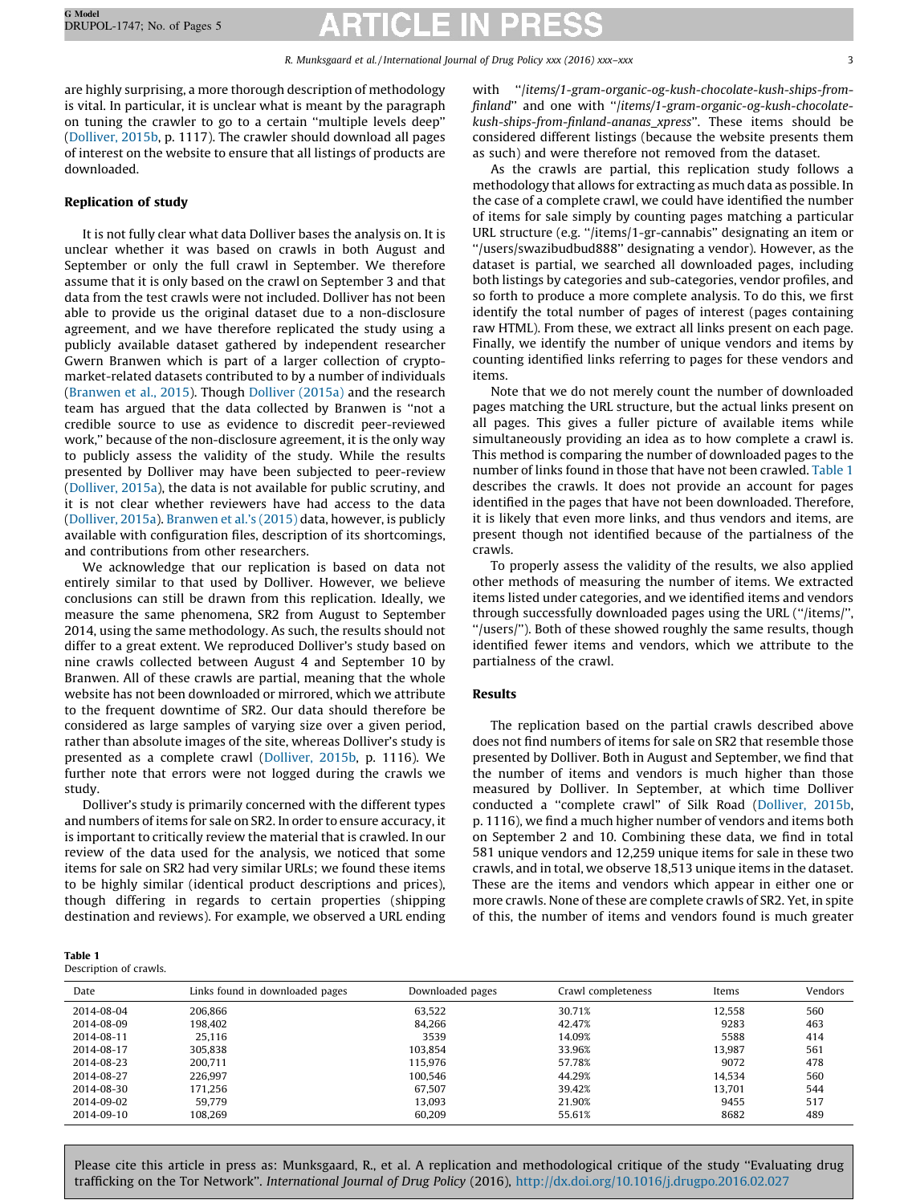are highly surprising, a more thorough description of methodology is vital. In particular, it is unclear what is meant by the paragraph on tuning the crawler to go to a certain "multiple levels deep" (Dolliver, 2015b, p. 1117). The crawler should download all pages of interest on the website to ensure that all listings of products are downloaded.

## Replication of study

It is not fully clear what data Dolliver bases the analysis on. It is unclear whether it was based on crawls in both August and September or only the full crawl in September. We therefore assume that it is only based on the crawl on September 3 and that data from the test crawls were not included. Dolliver has not been able to provide us the original dataset due to a non-disclosure agreement, and we have therefore replicated the study using a publicly available dataset gathered by independent researcher Gwern Branwen which is part of a larger collection of cryptomarket-related datasets contributed to by a number of individuals (Branwen et al., 2015). Though Dolliver (2015a) and the research team has argued that the data collected by Branwen is "not a credible source to use as evidence to discredit peer-reviewed work," because of the non-disclosure agreement, it is the only way to publicly assess the validity of the study. While the results presented by Dolliver may have been subjected to peer-review (Dolliver, 2015a), the data is not available for public scrutiny, and it is not clear whether reviewers have had access to the data (Dolliver, 2015a). Branwen et al.'s (2015) data, however, is publicly available with configuration files, description of its shortcomings, and contributions from other researchers.

We acknowledge that our replication is based on data not entirely similar to that used by Dolliver. However, we believe conclusions can still be drawn from this replication. Ideally, we measure the same phenomena, SR2 from August to September 2014, using the same methodology. As such, the results should not differ to a great extent. We reproduced Dolliver's study based on nine crawls collected between August 4 and September 10 by Branwen. All of these crawls are partial, meaning that the whole website has not been downloaded or mirrored, which we attribute to the frequent downtime of SR2. Our data should therefore be considered as large samples of varying size over a given period, rather than absolute images of the site, whereas Dolliver's study is presented as a complete crawl (Dolliver, 2015b, p. 1116). We further note that errors were not logged during the crawls we study.

Dolliver's study is primarily concerned with the different types and numbers of items for sale on SR2. In order to ensure accuracy, it is important to critically review the material that is crawled. In our review of the data used for the analysis, we noticed that some items for sale on SR2 had very similar URLs; we found these items to be highly similar (identical product descriptions and prices), though differing in regards to certain properties (shipping destination and reviews). For example, we observed a URL ending with "*/items/1-gram-organic-og-kush-chocolate-kush-ships-from-finland*" and one with "*/items/1-gram-organic-og-kush-chocolate-kush-ships-from-finland-ananas_xpress*". These items should be considered different listings (because the website presents them as such) and were therefore not removed from the dataset.

As the crawls are partial, this replication study follows a methodology that allows for extracting as much data as possible. In the case of a complete crawl, we could have identified the number of items for sale simply by counting pages matching a particular URL structure (e.g. "/items/1-gr-cannabis" designating an item or "/users/swazibudbud888" designating a vendor). However, as the dataset is partial, we searched all downloaded pages, including both listings by categories and sub-categories, vendor profiles, and so forth to produce a more complete analysis. To do this, we first identify the total number of pages of interest (pages containing raw HTML). From these, we extract all links present on each page. Finally, we identify the number of unique vendors and items by counting identified links referring to pages for these vendors and items.

Note that we do not merely count the number of downloaded pages matching the URL structure, but the actual links present on all pages. This gives a fuller picture of available items while simultaneously providing an idea as to how complete a crawl is. This method is comparing the number of downloaded pages to the number of links found in those that have not been crawled. Table 1 describes the crawls. It does not provide an account for pages identified in the pages that have not been downloaded. Therefore, it is likely that even more links, and thus vendors and items, are present though not identified because of the partialness of the crawls.

To properly assess the validity of the results, we also applied other methods of measuring the number of items. We extracted items listed under categories, and we identified items and vendors through successfully downloaded pages using the URL ("/items/", "/users/"). Both of these showed roughly the same results, though identified fewer items and vendors, which we attribute to the partialness of the crawl.

## Results

The replication based on the partial crawls described above does not find numbers of items for sale on SR2 that resemble those presented by Dolliver. Both in August and September, we find that the number of items and vendors is much higher than those measured by Dolliver. In September, at which time Dolliver conducted a "complete crawl" of Silk Road (Dolliver, 2015b, p. 1116), we find a much higher number of vendors and items both on September 2 and 10. Combining these data, we find in total 581 unique vendors and 12,259 unique items for sale in these two crawls, and in total, we observe 18,513 unique items in the dataset. These are the items and vendors which appear in either one or more crawls. None of these are complete crawls of SR2. Yet, in spite of this, the number of items and vendors found is much greater

**Table 1**
Description of crawls.

| Date | Links found in downloaded pages | Downloaded pages | Crawl completeness | Items | Vendors |
|---|---|---|---|---|---|
| 2014-08-04 | 206,866 | 63,522 | 30.71% | 12,558 | 560 |
| 2014-08-09 | 198,402 | 84,266 | 42.47% | 9283 | 463 |
| 2014-08-11 | 25,116 | 3539 | 14.09% | 5588 | 414 |
| 2014-08-17 | 305,838 | 103,854 | 33.96% | 13,987 | 561 |
| 2014-08-23 | 200,711 | 115,976 | 57.78% | 9072 | 478 |
| 2014-08-27 | 226,997 | 100,546 | 44.29% | 14,534 | 560 |
| 2014-08-30 | 171,256 | 67,507 | 39.42% | 13,701 | 544 |
| 2014-09-02 | 59,779 | 13,093 | 21.90% | 9455 | 517 |
| 2014-09-10 | 108,269 | 60,209 | 55.61% | 8682 | 489 |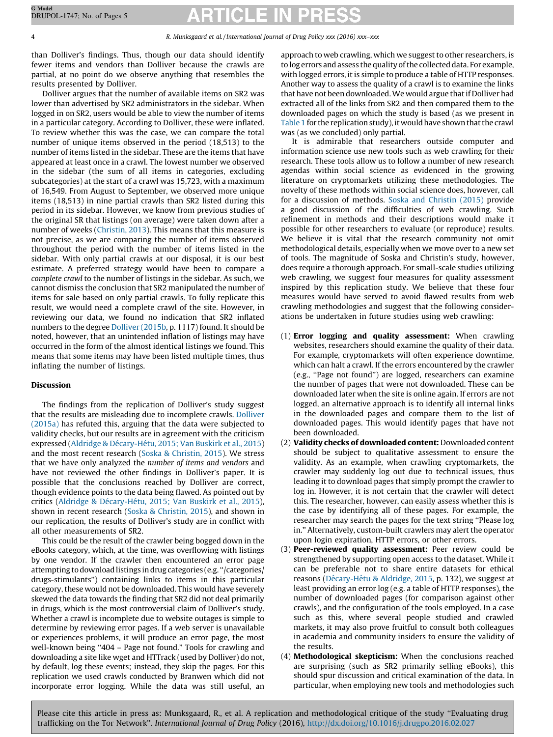than Dolliver's findings. Thus, though our data should identify fewer items and vendors than Dolliver because the crawls are partial, at no point do we observe anything that resembles the results presented by Dolliver.

Dolliver argues that the number of available items on SR2 was lower than advertised by SR2 administrators in the sidebar. When logged in on SR2, users would be able to view the number of items in a particular category. According to Dolliver, these were inflated. To review whether this was the case, we can compare the total number of unique items observed in the period (18,513) to the number of items listed in the sidebar. These are the items that have appeared at least once in a crawl. The lowest number we observed in the sidebar (the sum of all items in categories, excluding subcategories) at the start of a crawl was 15,723, with a maximum of 16,549. From August to September, we observed more unique items (18,513) in nine partial crawls than SR2 listed during this period in its sidebar. However, we know from previous studies of the original SR that listings (on average) were taken down after a number of weeks (Christin, 2013). This means that this measure is not precise, as we are comparing the number of items observed throughout the period with the number of items listed in the sidebar. With only partial crawls at our disposal, it is our best estimate. A preferred strategy would have been to compare a *complete crawl* to the number of listings in the sidebar. As such, we cannot dismiss the conclusion that SR2 manipulated the number of items for sale based on only partial crawls. To fully replicate this result, we would need a complete crawl of the site. However, in reviewing our data, we found no indication that SR2 inflated numbers to the degree Dolliver (2015b, p. 1117) found. It should be noted, however, that an unintended inflation of listings may have occurred in the form of the almost identical listings we found. This means that some items may have been listed multiple times, thus inflating the number of listings.

## Discussion

The findings from the replication of Dolliver's study suggest that the results are misleading due to incomplete crawls. Dolliver (2015a) has refuted this, arguing that the data were subjected to validity checks, but our results are in agreement with the criticism expressed (Aldridge & Décary-Hétu, 2015; Van Buskirk et al., 2015) and the most recent research (Soska & Christin, 2015). We stress that we have only analyzed the *number of items and vendors* and have not reviewed the other findings in Dolliver's paper. It is possible that the conclusions reached by Dolliver are correct, though evidence points to the data being flawed. As pointed out by critics (Aldridge & Décary-Hétu, 2015; Van Buskirk et al., 2015), shown in recent research (Soska & Christin, 2015), and shown in our replication, the results of Dolliver's study are in conflict with all other measurements of SR2.

This could be the result of the crawler being bogged down in the eBooks category, which, at the time, was overflowing with listings by one vendor. If the crawler then encountered an error page attempting to download listings in drug categories (e.g. "/categories/drugs-stimulants") containing links to items in this particular category, these would not be downloaded. This would have severely skewed the data towards the finding that SR2 did not deal primarily in drugs, which is the most controversial claim of Dolliver's study. Whether a crawl is incomplete due to website outages is simple to determine by reviewing error pages. If a web server is unavailable or experiences problems, it will produce an error page, the most well-known being "404 – Page not found." Tools for crawling and downloading a site like wget and HTTrack (used by Dolliver) do not, by default, log these events; instead, they skip the pages. For this replication we used crawls conducted by Branwen which did not incorporate error logging. While the data was still useful, an approach to web crawling, which we suggest to other researchers, is to log errors and assess the quality of the collected data. For example, with logged errors, it is simple to produce a table of HTTP responses. Another way to assess the quality of a crawl is to examine the links that have not been downloaded. We would argue that if Dolliver had extracted all of the links from SR2 and then compared them to the downloaded pages on which the study is based (as we present in Table 1 for the replication study), it would have shown that the crawl was (as we concluded) only partial.

It is admirable that researchers outside computer and information science use new tools such as web crawling for their research. These tools allow us to follow a number of new research agendas within social science as evidenced in the growing literature on cryptomarkets utilizing these methodologies. The novelty of these methods within social science does, however, call for a discussion of methods. Soska and Christin (2015) provide a good discussion of the difficulties of web crawling. Such refinement in methods and their descriptions would make it possible for other researchers to evaluate (or reproduce) results. We believe it is vital that the research community not omit methodological details, especially when we move over to a new set of tools. The magnitude of Soska and Christin's study, however, does require a thorough approach. For small-scale studies utilizing web crawling, we suggest four measures for quality assessment inspired by this replication study. We believe that these four measures would have served to avoid flawed results from web crawling methodologies and suggest that the following considerations be undertaken in future studies using web crawling:

1. **Error logging and quality assessment:** When crawling websites, researchers should examine the quality of their data. For example, cryptomarkets will often experience downtime, which can halt a crawl. If the errors encountered by the crawler (e.g., "Page not found") are logged, researchers can examine the number of pages that were not downloaded. These can be downloaded later when the site is online again. If errors are not logged, an alternative approach is to identify all internal links in the downloaded pages and compare them to the list of downloaded pages. This would identify pages that have not been downloaded.
2. **Validity checks of downloaded content:** Downloaded content should be subject to qualitative assessment to ensure the validity. As an example, when crawling cryptomarkets, the crawler may suddenly log out due to technical issues, thus leading it to download pages that simply prompt the crawler to log in. However, it is not certain that the crawler will detect this. The researcher, however, can easily assess whether this is the case by identifying all of these pages. For example, the researcher may search the pages for the text string "Please log in." Alternatively, custom-built crawlers may alert the operator upon login expiration, HTTP errors, or other errors.
3. **Peer-reviewed quality assessment:** Peer review could be strengthened by supporting open access to the dataset. While it can be preferable not to share entire datasets for ethical reasons (Décary-Hétu & Aldridge, 2015, p. 132), we suggest at least providing an error log (e.g. a table of HTTP responses), the number of downloaded pages (for comparison against other crawls), and the configuration of the tools employed. In a case such as this, where several people studied and crawled markets, it may also prove fruitful to consult both colleagues in academia and community insiders to ensure the validity of the results.
4. **Methodological skepticism:** When the conclusions reached are surprising (such as SR2 primarily selling eBooks), this should spur discussion and critical examination of the data. In particular, when employing new tools and methodologies such

Please cite this article in press as: Munksgaard, R., et al. A replication and methodological critique of the study "Evaluating drug trafficking on the Tor Network". *International Journal of Drug Policy* (2016), http://dx.doi.org/10.1016/j.drugpo.2016.02.027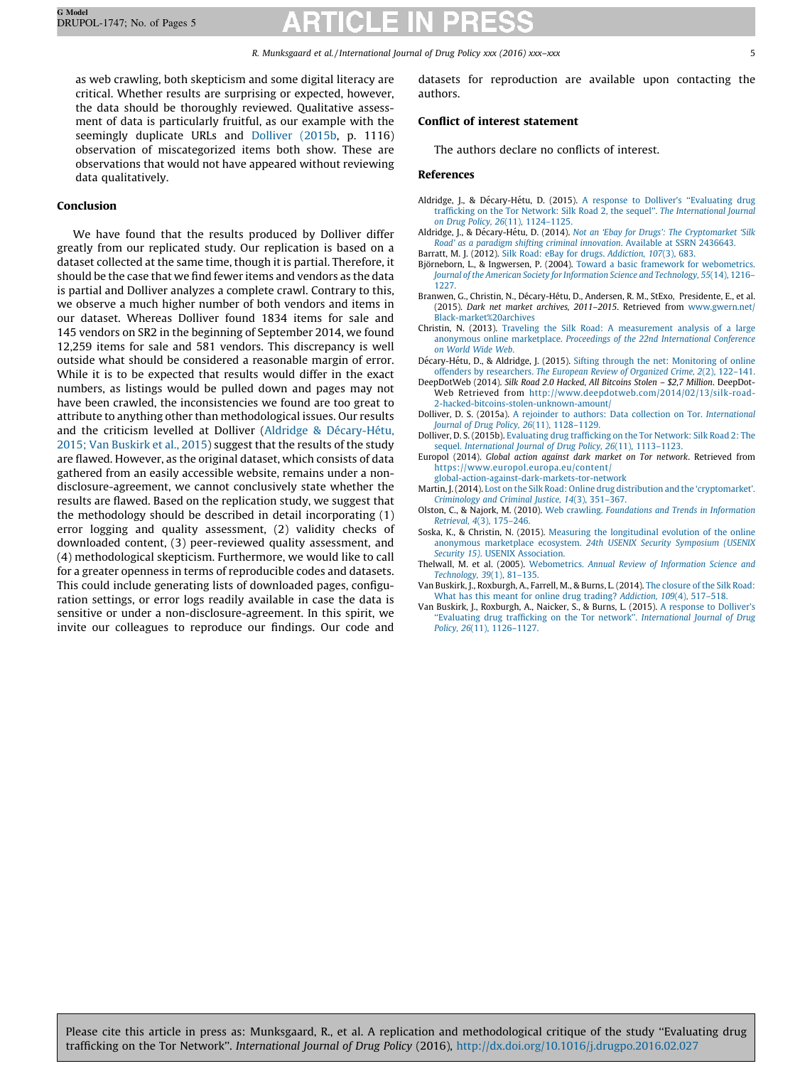as web crawling, both skepticism and some digital literacy are critical. Whether results are surprising or expected, however, the data should be thoroughly reviewed. Qualitative assessment of data is particularly fruitful, as our example with the seemingly duplicate URLs and Dolliver (2015b, p. 1116) observation of miscategorized items both show. These are observations that would not have appeared without reviewing data qualitatively.

## Conclusion

We have found that the results produced by Dolliver differ greatly from our replicated study. Our replication is based on a dataset collected at the same time, though it is partial. Therefore, it should be the case that we find fewer items and vendors as the data is partial and Dolliver analyzes a complete crawl. Contrary to this, we observe a much higher number of both vendors and items in our dataset. Whereas Dolliver found 1834 items for sale and 145 vendors on SR2 in the beginning of September 2014, we found 12,259 items for sale and 581 vendors. This discrepancy is well outside what should be considered a reasonable margin of error. While it is to be expected that results would differ in the exact numbers, as listings would be pulled down and pages may not have been crawled, the inconsistencies we found are too great to attribute to anything other than methodological issues. Our results and the criticism levelled at Dolliver (Aldridge & Décary-Hétu, 2015; Van Buskirk et al., 2015) suggest that the results of the study are flawed. However, as the original dataset, which consists of data gathered from an easily accessible website, remains under a non-disclosure-agreement, we cannot conclusively state whether the results are flawed. Based on the replication study, we suggest that the methodology should be described in detail incorporating (1) error logging and quality assessment, (2) validity checks of downloaded content, (3) peer-reviewed quality assessment, and (4) methodological skepticism. Furthermore, we would like to call for a greater openness in terms of reproducible codes and datasets. This could include generating lists of downloaded pages, configuration settings, or error logs readily available in case the data is sensitive or under a non-disclosure-agreement. In this spirit, we invite our colleagues to reproduce our findings. Our code and datasets for reproduction are available upon contacting the authors.

## Conflict of interest statement

The authors declare no conflicts of interest.

## References

Aldridge, J., & Décary-Hétu, D. (2015). A response to Dolliver's "Evaluating drug trafficking on the Tor Network: Silk Road 2, the sequel". *The International Journal on Drug Policy*, *26*(11), 1124–1125.

Aldridge, J., & Décary-Hétu, D. (2014). *Not an 'Ebay for Drugs': The Cryptomarket 'Silk Road' as a paradigm shifting criminal innovation*. Available at SSRN 2436643.

Barratt, M. J. (2012). Silk Road: eBay for drugs. *Addiction*, *107*(3), 683.

Björneborn, L., & Ingwersen, P. (2004). Toward a basic framework for webometrics. *Journal of the American Society for Information Science and Technology*, *55*(14), 1216–1227.

Branwen, G., Christin, N., Décary-Hétu, D., Andersen, R. M., StExo, Presidente, E., et al. (2015). *Dark net market archives, 2011–2015*. Retrieved from www.gwern.net/Black-market%20archives

Christin, N. (2013). Traveling the Silk Road: A measurement analysis of a large anonymous online marketplace. *Proceedings of the 22nd International Conference on World Wide Web*.

Décary-Hétu, D., & Aldridge, J. (2015). Sifting through the net: Monitoring of online offenders by researchers. *The European Review of Organized Crime*, *2*(2), 122–141.

DeepDotWeb (2014). *Silk Road 2.0 Hacked, All Bitcoins Stolen – $2,7 Million*. DeepDotWeb Retrieved from http://www.deepdotweb.com/2014/02/13/silk-road-2-hacked-bitcoins-stolen-unknown-amount/

Dolliver, D. S. (2015a). A rejoinder to authors: Data collection on Tor. *International Journal of Drug Policy*, *26*(11), 1128–1129.

Dolliver, D. S. (2015b). Evaluating drug trafficking on the Tor Network: Silk Road 2: The sequel. *International Journal of Drug Policy*, *26*(11), 1113–1123.

Europol (2014). *Global action against dark market on Tor network*. Retrieved from https://www.europol.europa.eu/content/global-action-against-dark-markets-tor-network

Martin, J. (2014). Lost on the Silk Road: Online drug distribution and the 'cryptomarket'. *Criminology and Criminal Justice*, *14*(3), 351–367.

Olston, C., & Najork, M. (2010). Web crawling. *Foundations and Trends in Information Retrieval*, *4*(3), 175–246.

Soska, K., & Christin, N. (2015). Measuring the longitudinal evolution of the online anonymous marketplace ecosystem. *24th USENIX Security Symposium (USENIX Security 15)*. USENIX Association.

Thelwall, M. et al. (2005). Webometrics. *Annual Review of Information Science and Technology*, *39*(1), 81–135.

Van Buskirk, J., Roxburgh, A., Farrell, M., & Burns, L. (2014). The closure of the Silk Road: What has this meant for online drug trading? *Addiction*, *109*(4), 517–518.

Van Buskirk, J., Roxburgh, A., Naicker, S., & Burns, L. (2015). A response to Dolliver's "Evaluating drug trafficking on the Tor network". *International Journal of Drug Policy*, *26*(11), 1126–1127.